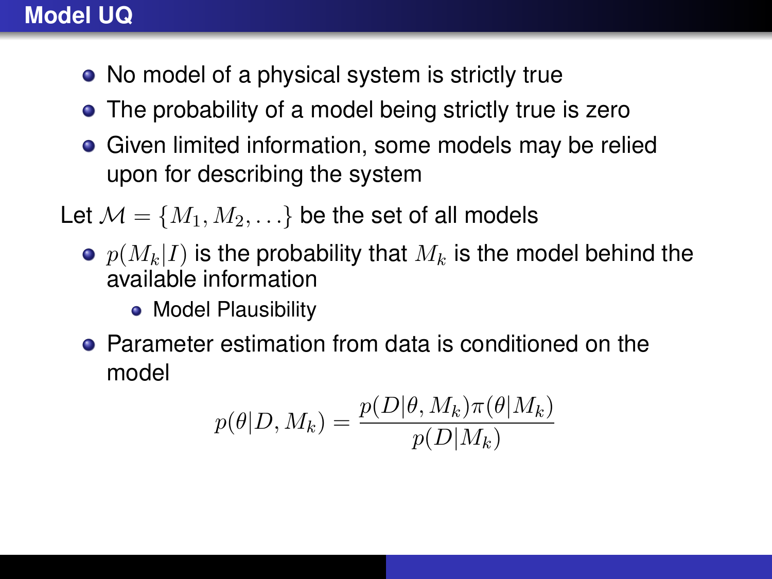# Model UQ

- No model of a physical system is strictly true
- The probability of a model being strictly true is zero
- Given limited information, some models may be relied upon for describing the system

Let $\mathcal{M} = \{M_1, M_2, \ldots\}$ be the set of all models

- $p(M_k|I)$ is the probability that $M_k$ is the model behind the available information
  - Model Plausibility
- Parameter estimation from data is conditioned on the model

$$p(\theta|D, M_k) = \frac{p(D|\theta, M_k)\pi(\theta|M_k)}{p(D|M_k)}$$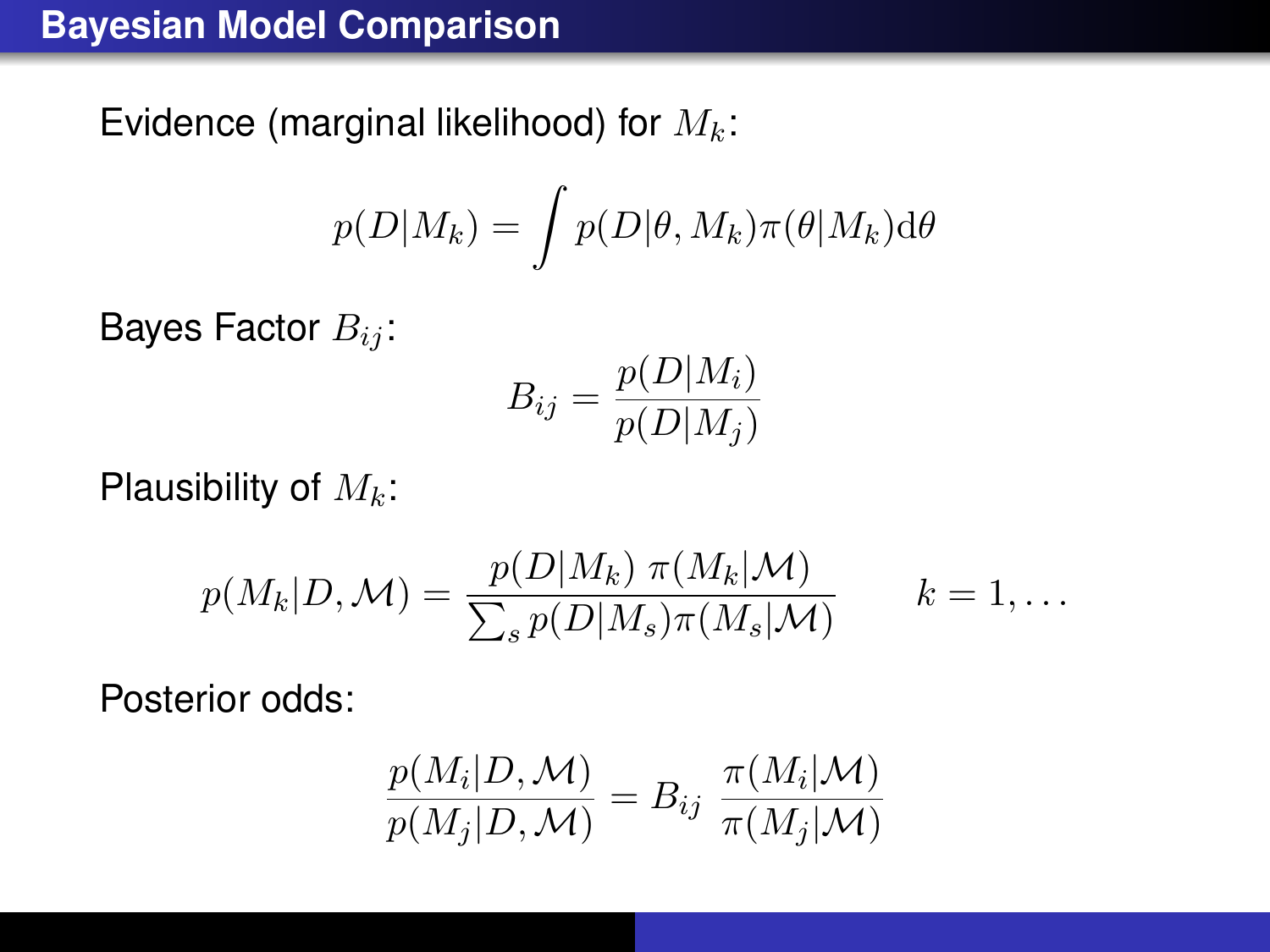# Bayesian Model Comparison

Evidence (marginal likelihood) for $M_k$:

$$p(D|M_k) = \int p(D|\theta, M_k)\pi(\theta|M_k)\mathrm{d}\theta$$

Bayes Factor $B_{ij}$:

$$B_{ij} = \frac{p(D|M_i)}{p(D|M_j)}$$

Plausibility of $M_k$:

$$p(M_k|D, \mathcal{M}) = \frac{p(D|M_k)\ \pi(M_k|\mathcal{M})}{\sum_s p(D|M_s)\pi(M_s|\mathcal{M})} \qquad k = 1, \ldots$$

Posterior odds:

$$\frac{p(M_i|D, \mathcal{M})}{p(M_j|D, \mathcal{M})} = B_{ij}\ \frac{\pi(M_i|\mathcal{M})}{\pi(M_j|\mathcal{M})}$$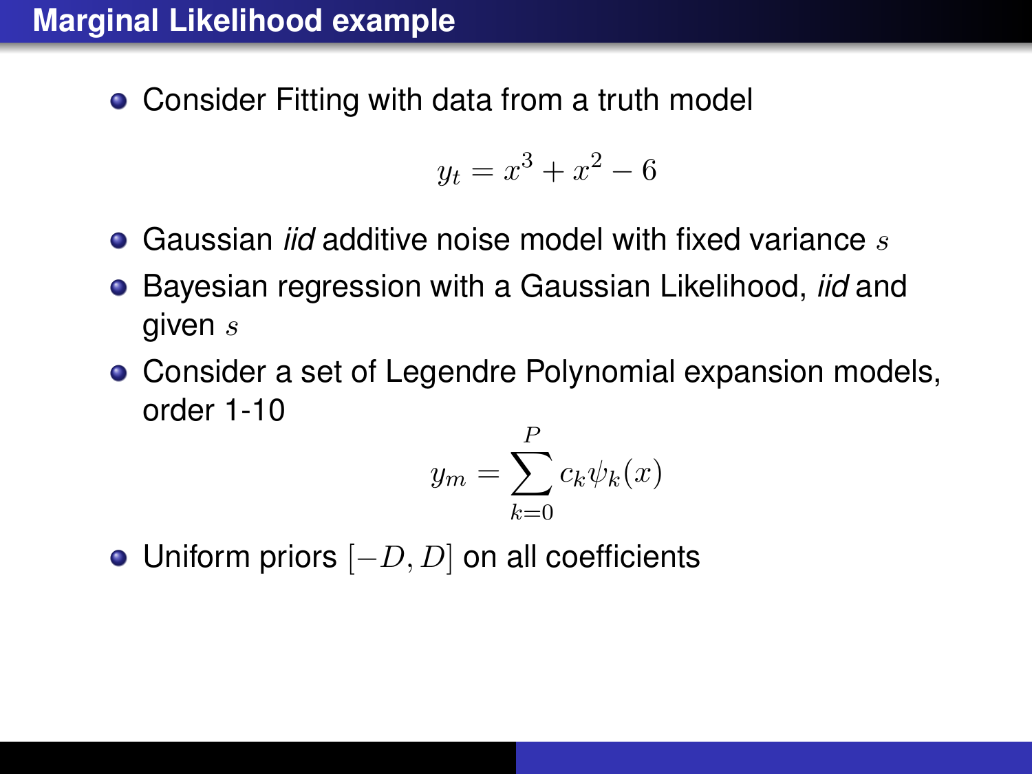## Marginal Likelihood example

- Consider Fitting with data from a truth model

$$y_t = x^3 + x^2 - 6$$

- Gaussian *iid* additive noise model with fixed variance $s$
- Bayesian regression with a Gaussian Likelihood, *iid* and given $s$
- Consider a set of Legendre Polynomial expansion models, order 1-10

$$y_m = \sum_{k=0}^{P} c_k \psi_k(x)$$

- Uniform priors $[-D, D]$ on all coefficients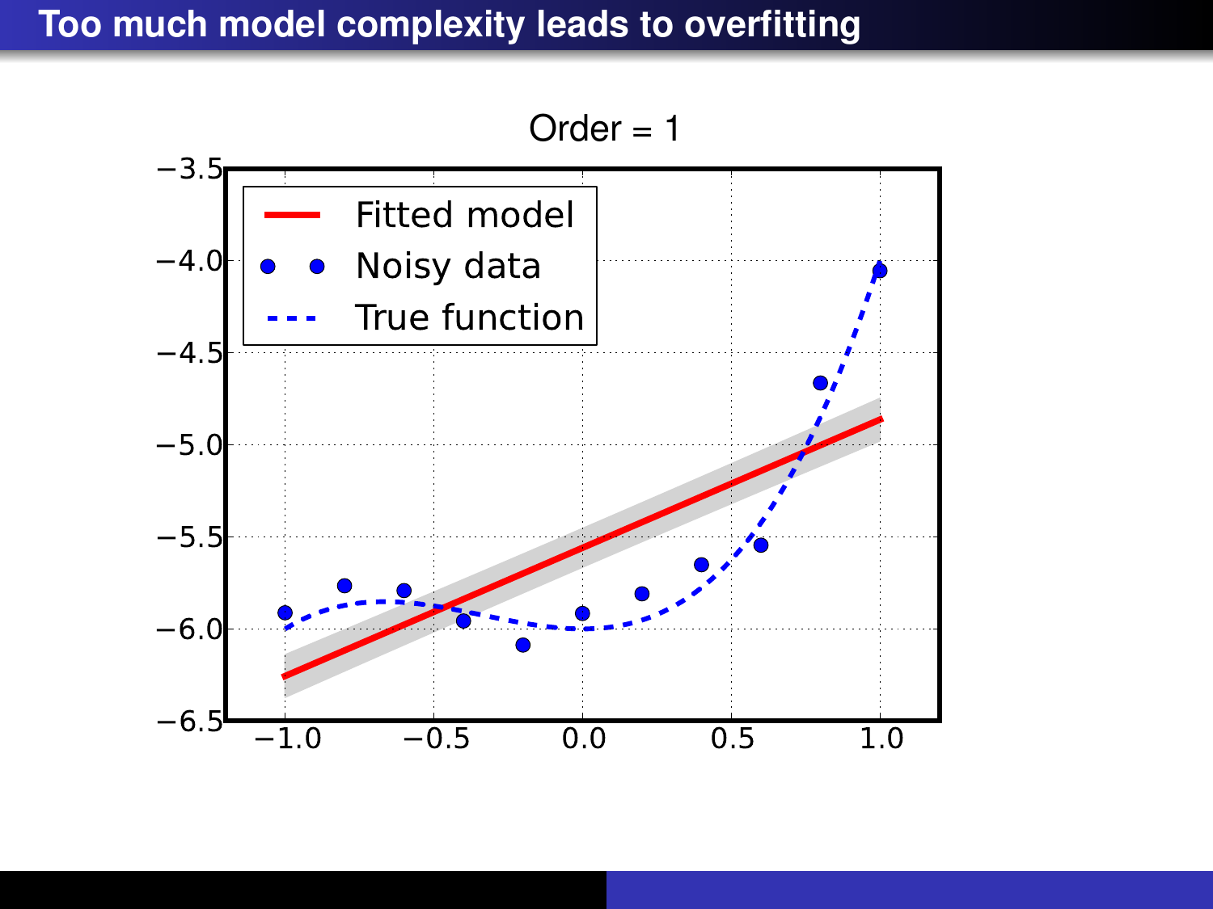# Too much model complexity leads to overfitting

Order = 1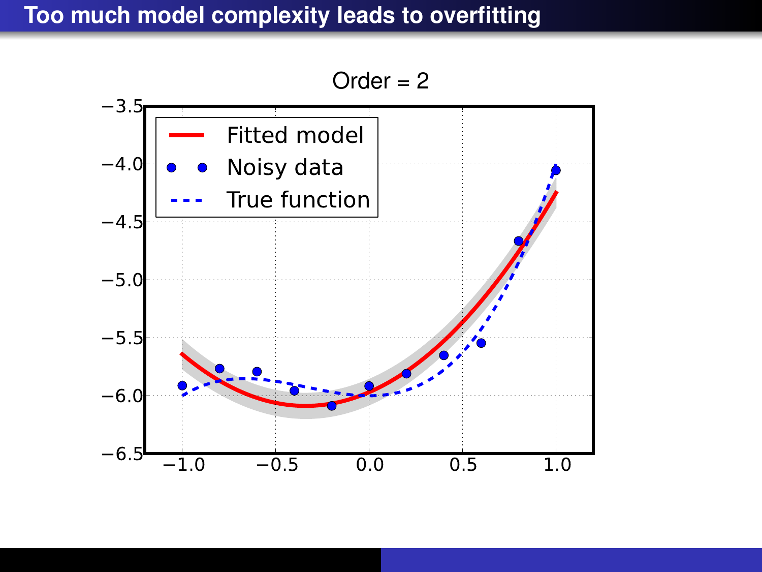# Too much model complexity leads to overfitting

Order = 2

| | |
|---|---|
| Fitted model | |
| Noisy data | |
| True function | |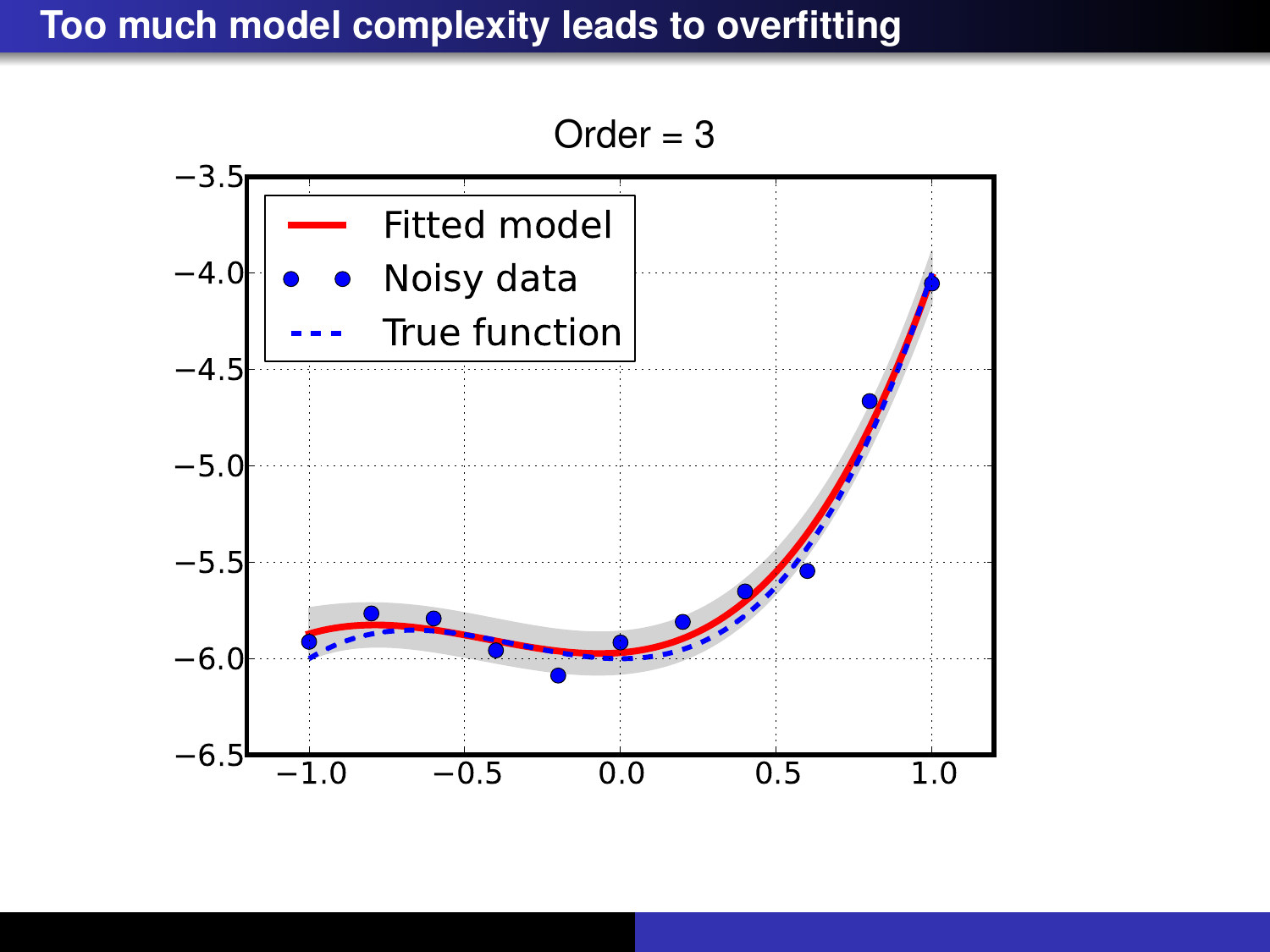# Too much model complexity leads to overfitting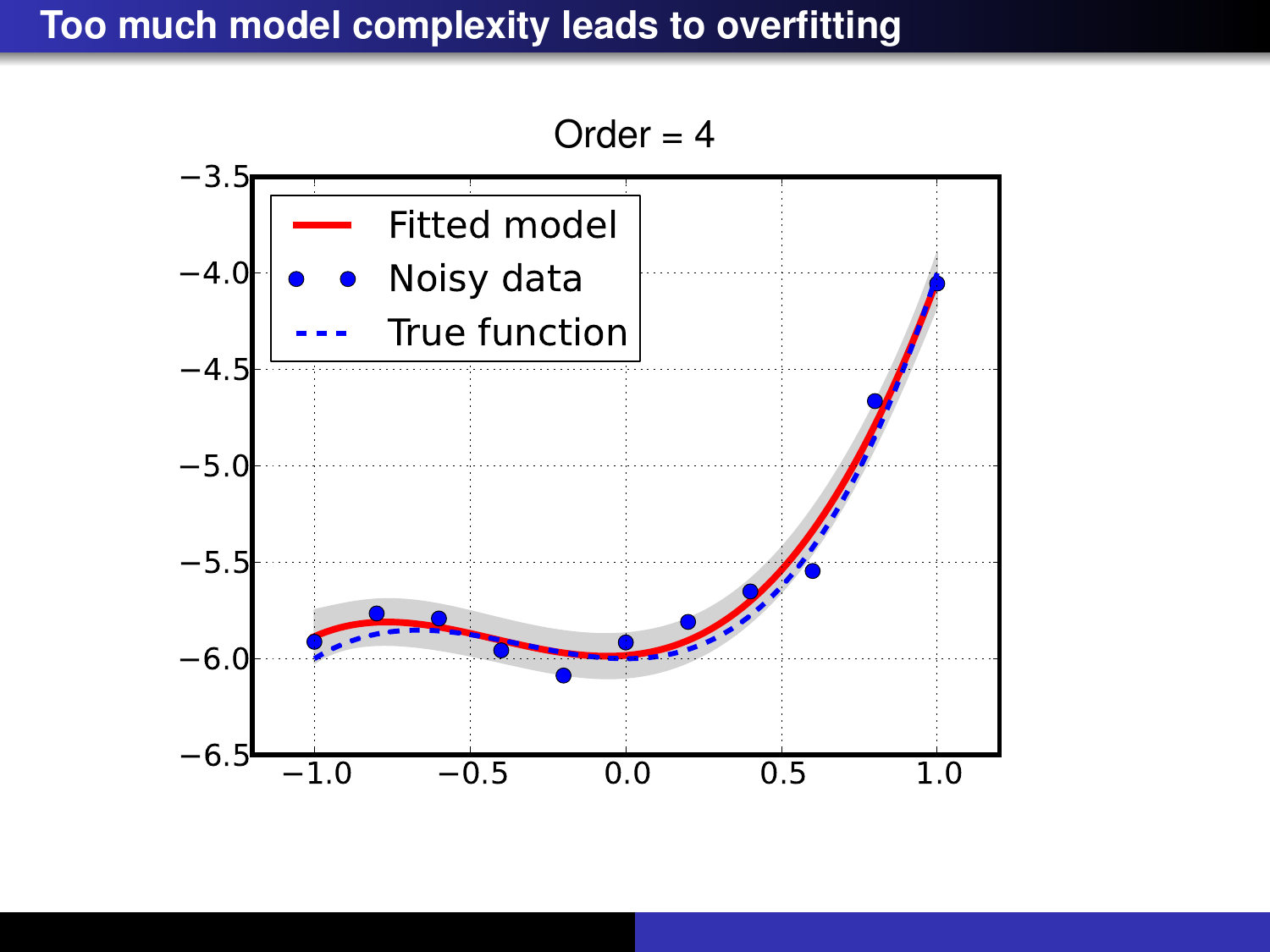# Too much model complexity leads to overfitting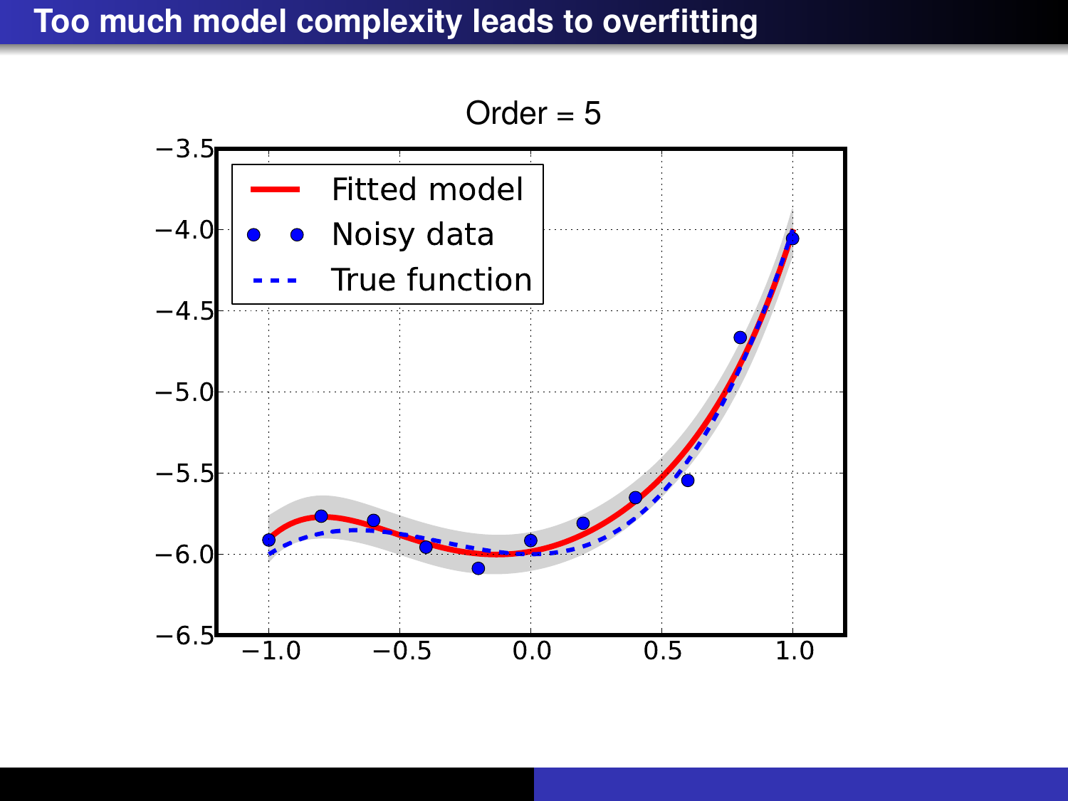# Too much model complexity leads to overfitting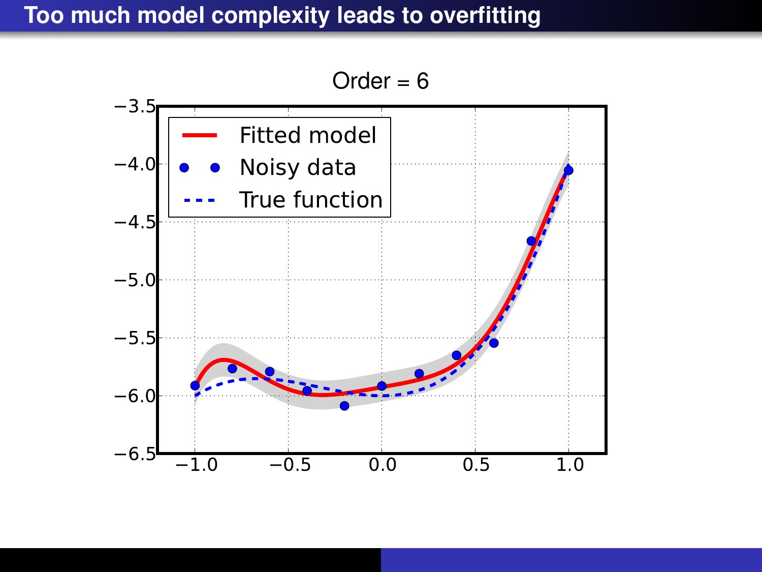# Too much model complexity leads to overfitting

Order = 6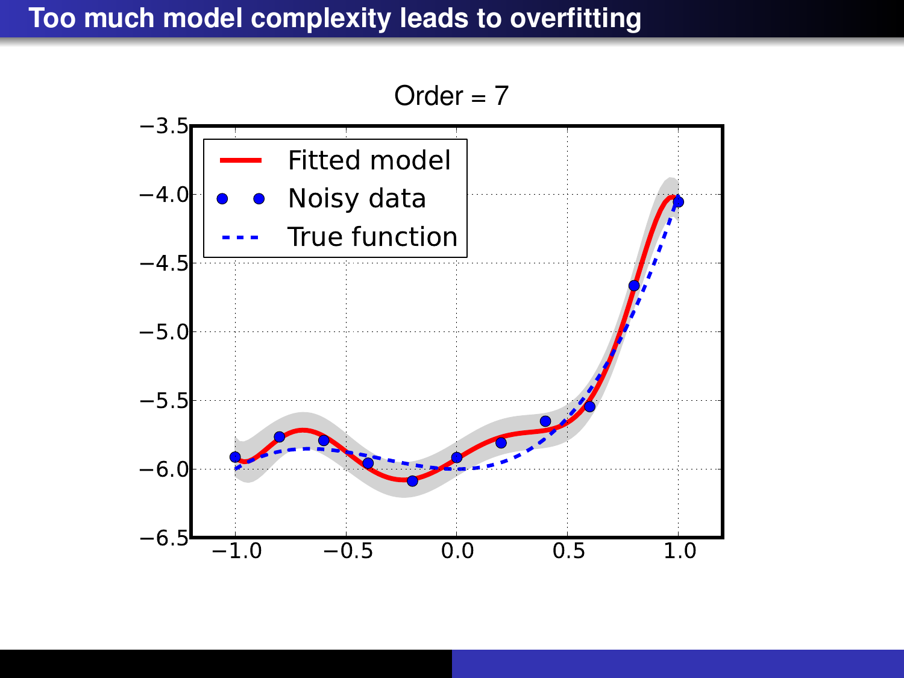# Too much model complexity leads to overfitting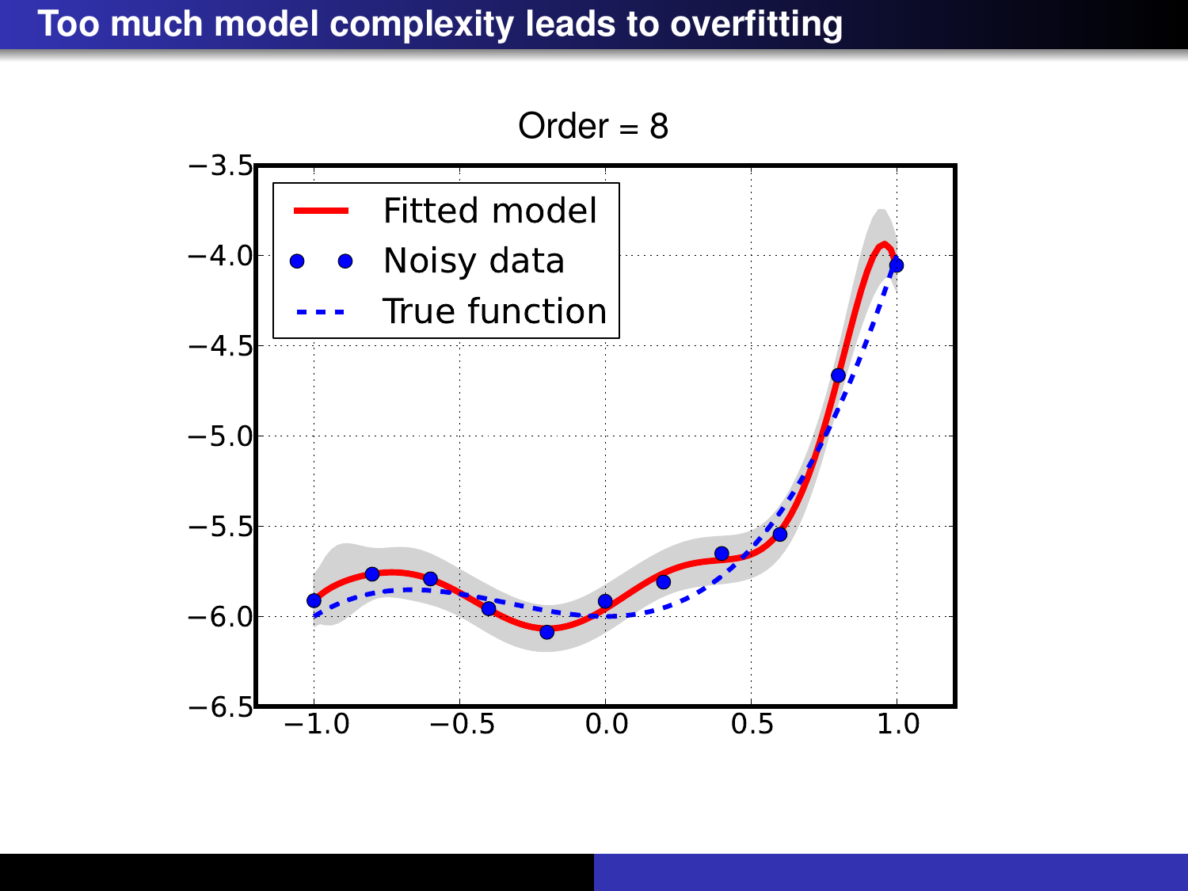# Too much model complexity leads to overfitting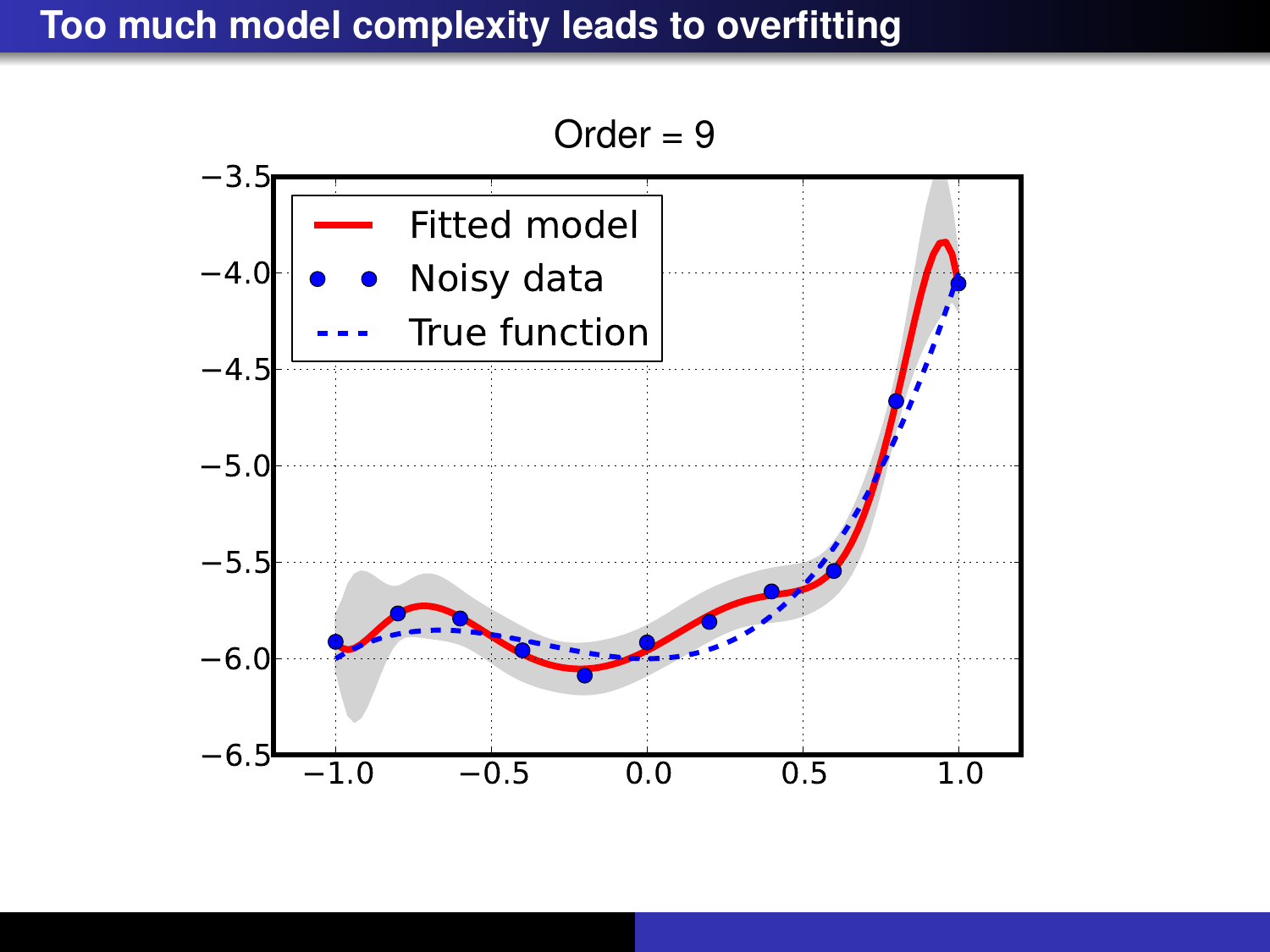# Too much model complexity leads to overfitting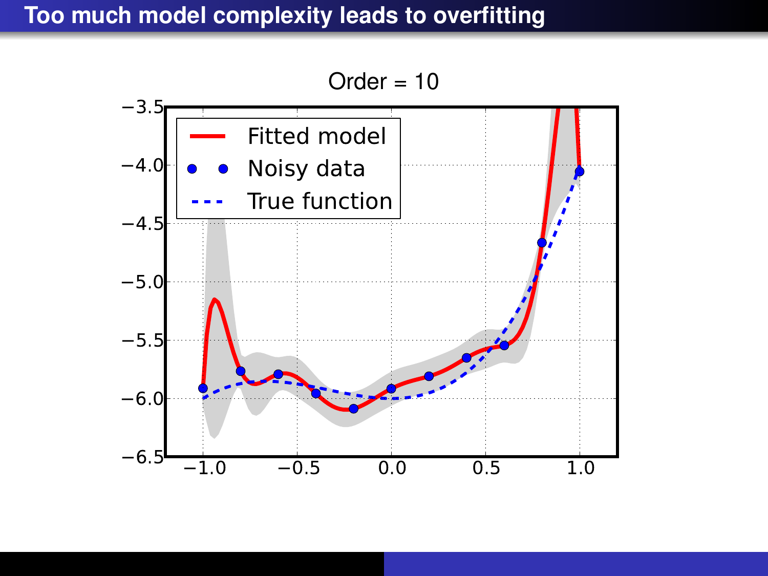# Too much model complexity leads to overfitting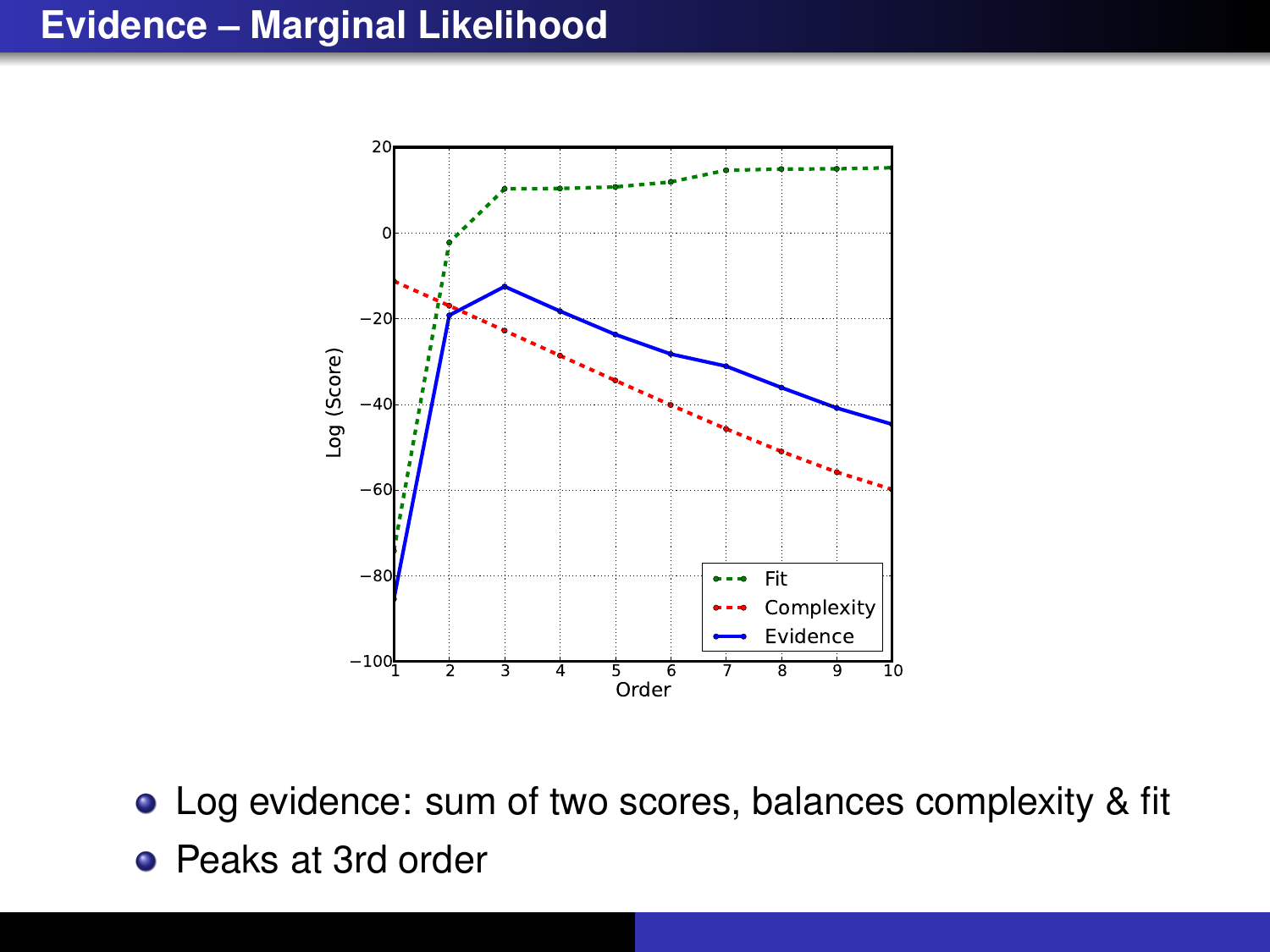# Evidence – Marginal Likelihood

- Log evidence: sum of two scores, balances complexity & fit
- Peaks at 3rd order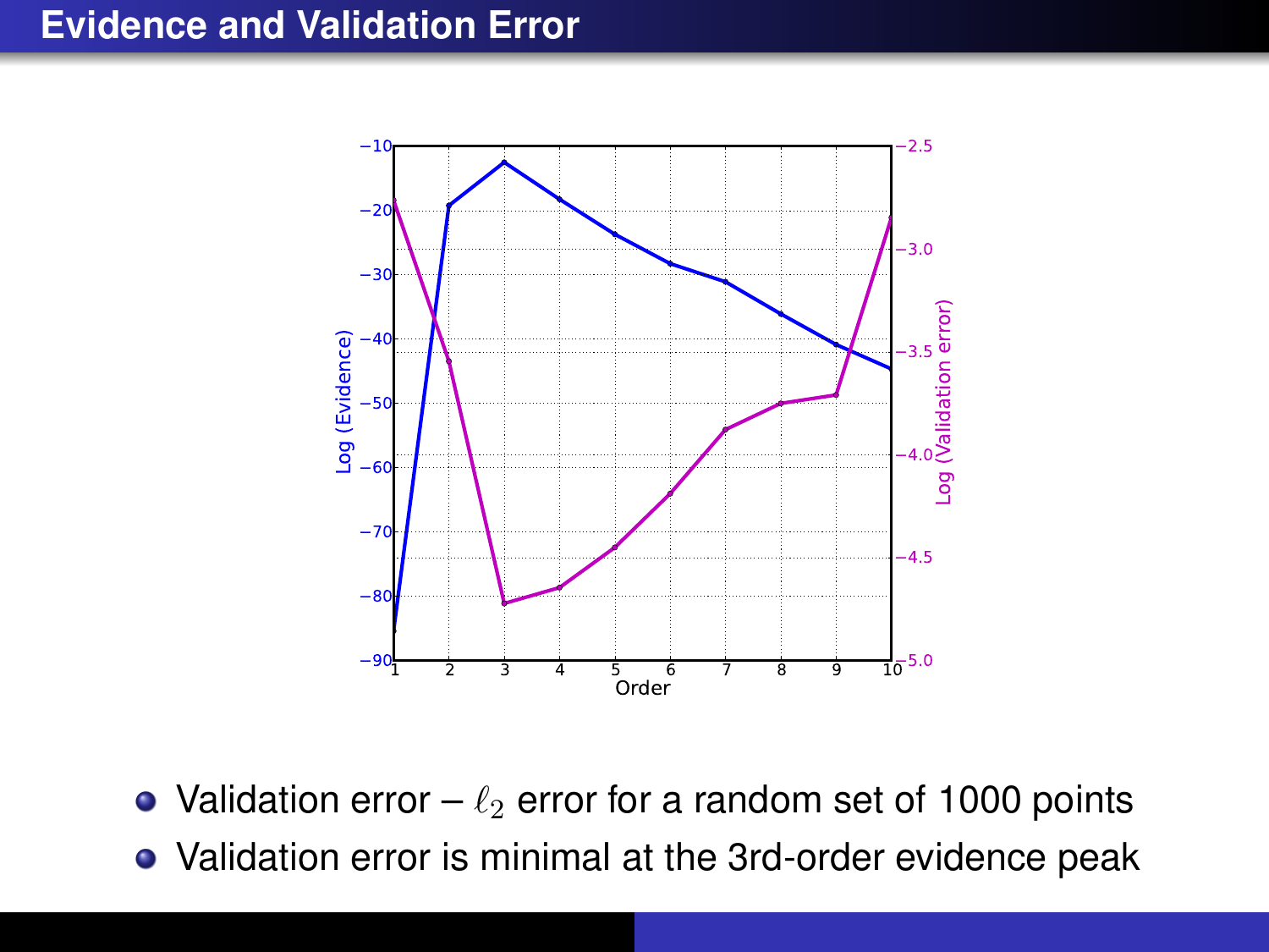# Evidence and Validation Error

- Validation error – $\ell_2$ error for a random set of 1000 points
- Validation error is minimal at the 3rd-order evidence peak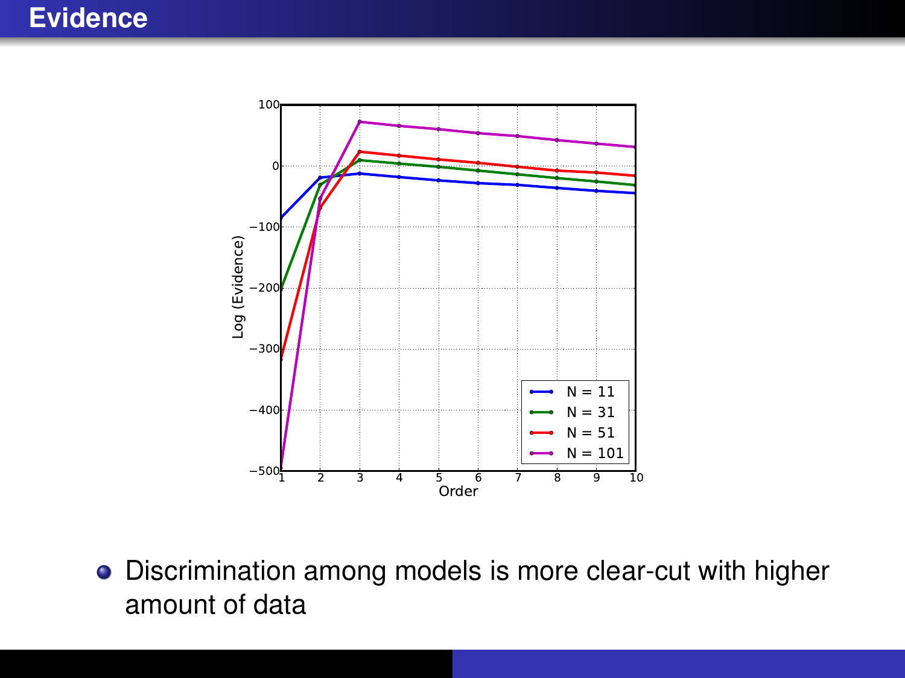# Evidence

- Discrimination among models is more clear-cut with higher amount of data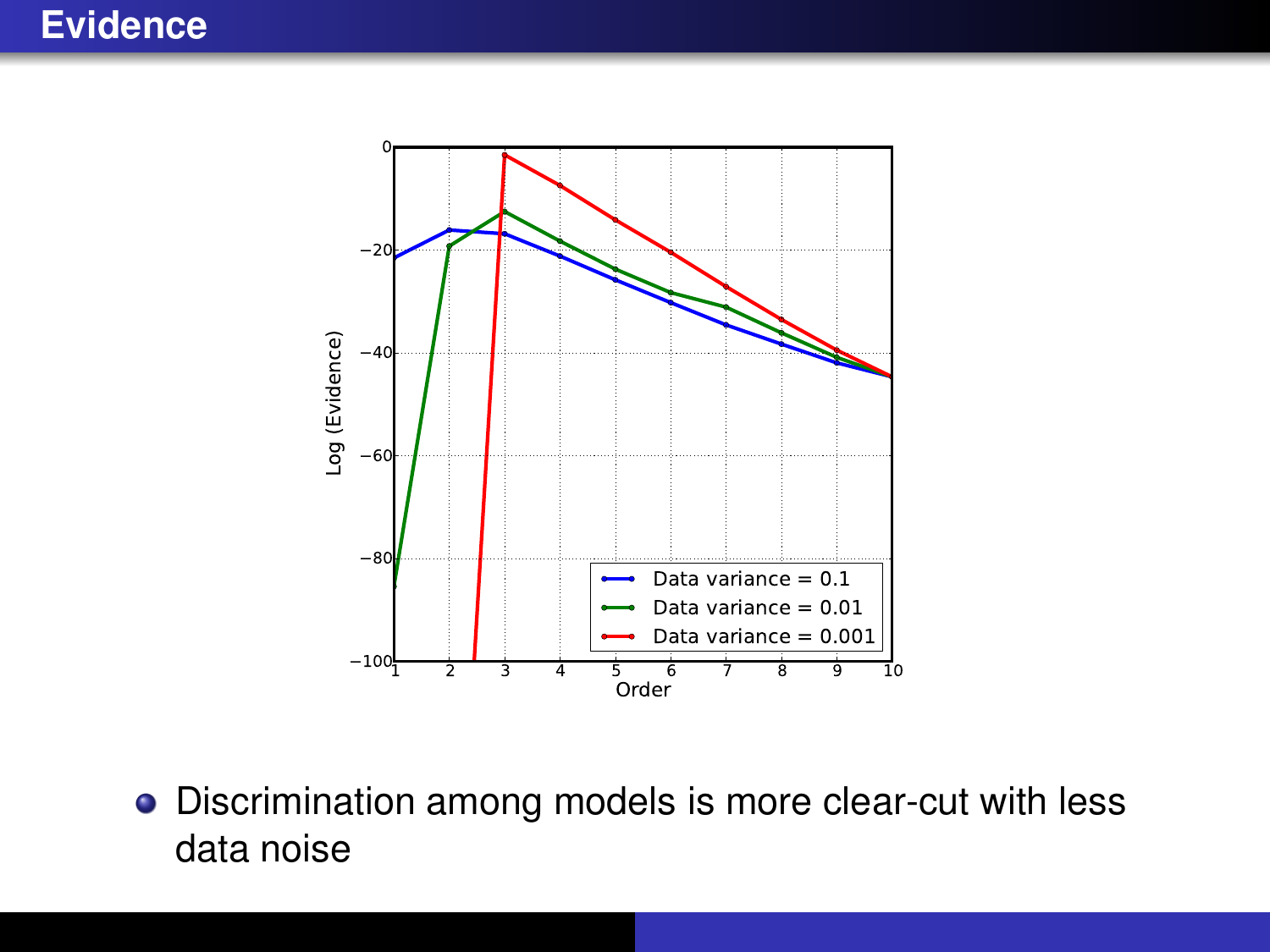# Evidence

- Discrimination among models is more clear-cut with less data noise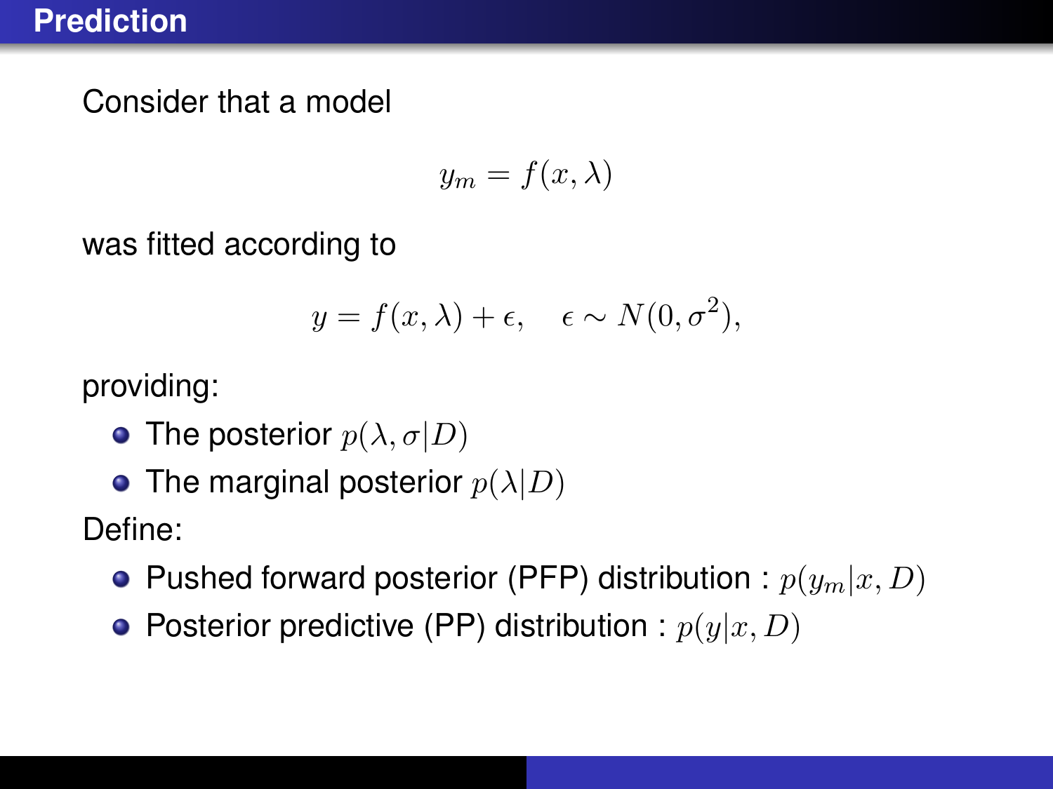# Prediction

Consider that a model

$$y_m = f(x, \lambda)$$

was fitted according to

$$y = f(x, \lambda) + \epsilon, \quad \epsilon \sim N(0, \sigma^2),$$

providing:

- The posterior $p(\lambda, \sigma | D)$
- The marginal posterior $p(\lambda | D)$

Define:

- Pushed forward posterior (PFP) distribution : $p(y_m | x, D)$
- Posterior predictive (PP) distribution : $p(y | x, D)$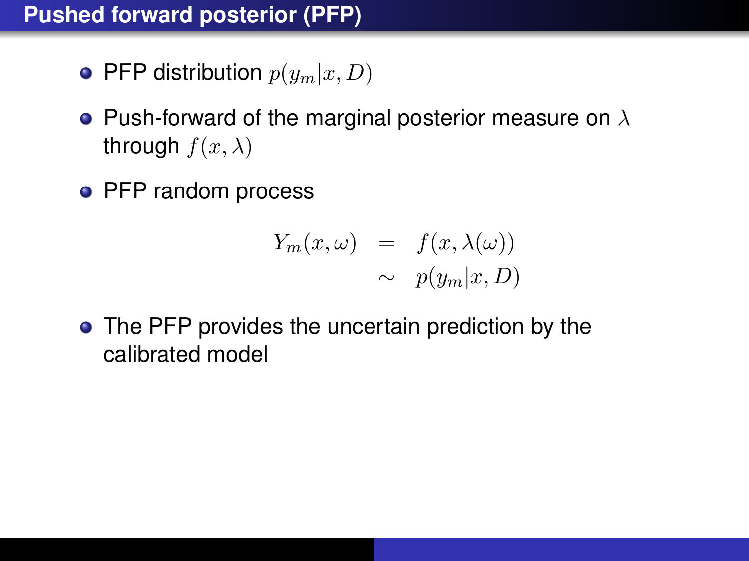# Pushed forward posterior (PFP)

- PFP distribution $p(y_m|x, D)$
- Push-forward of the marginal posterior measure on $\lambda$ through $f(x, \lambda)$
- PFP random process

$$
\begin{aligned}
Y_m(x, \omega) &= f(x, \lambda(\omega)) \\
&\sim p(y_m|x, D)
\end{aligned}
$$

- The PFP provides the uncertain prediction by the calibrated model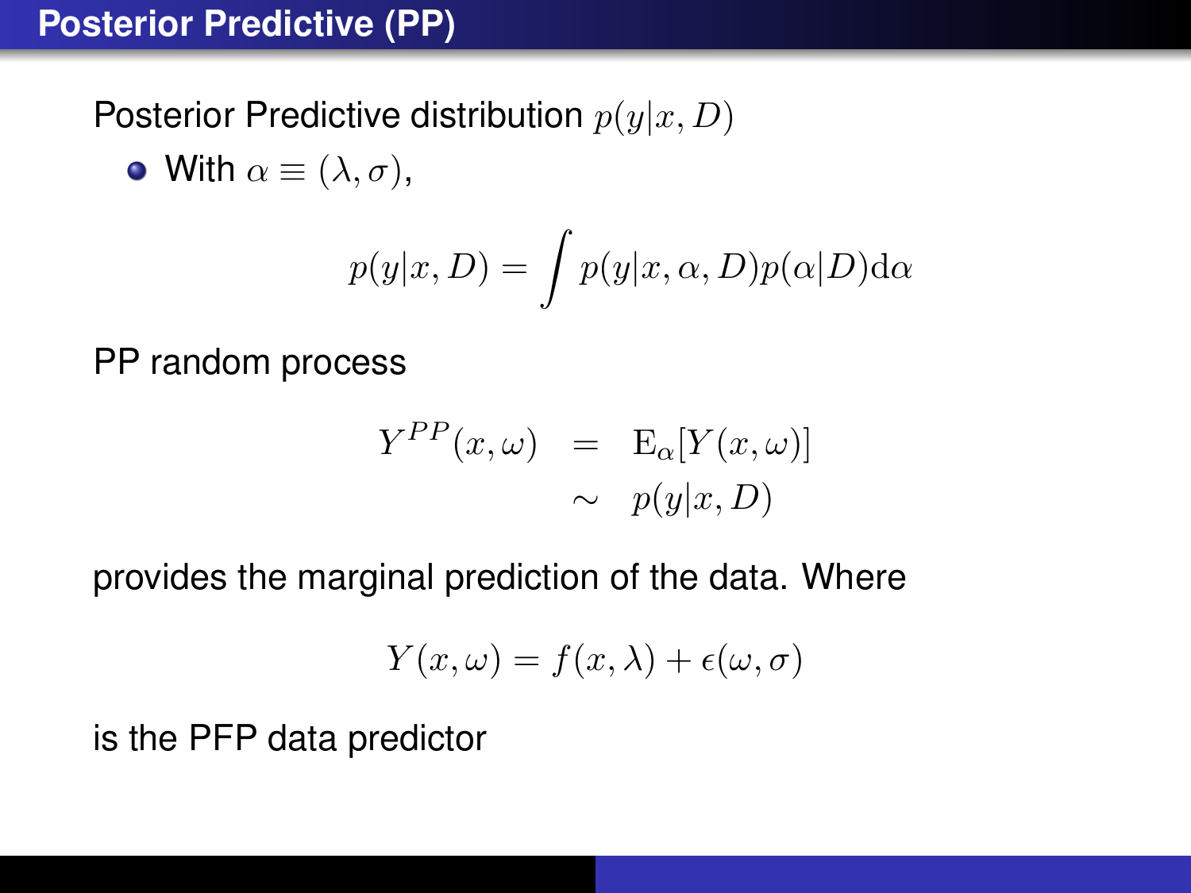# Posterior Predictive (PP)

Posterior Predictive distribution $p(y|x, D)$

- With $\alpha \equiv (\lambda, \sigma)$,

$$p(y|x, D) = \int p(y|x, \alpha, D)p(\alpha|D)\mathrm{d}\alpha$$

PP random process

$$\begin{aligned} Y^{PP}(x, \omega) &= \mathrm{E}_{\alpha}[Y(x, \omega)] \\ &\sim p(y|x, D) \end{aligned}$$

provides the marginal prediction of the data. Where

$$Y(x, \omega) = f(x, \lambda) + \epsilon(\omega, \sigma)$$

is the PFP data predictor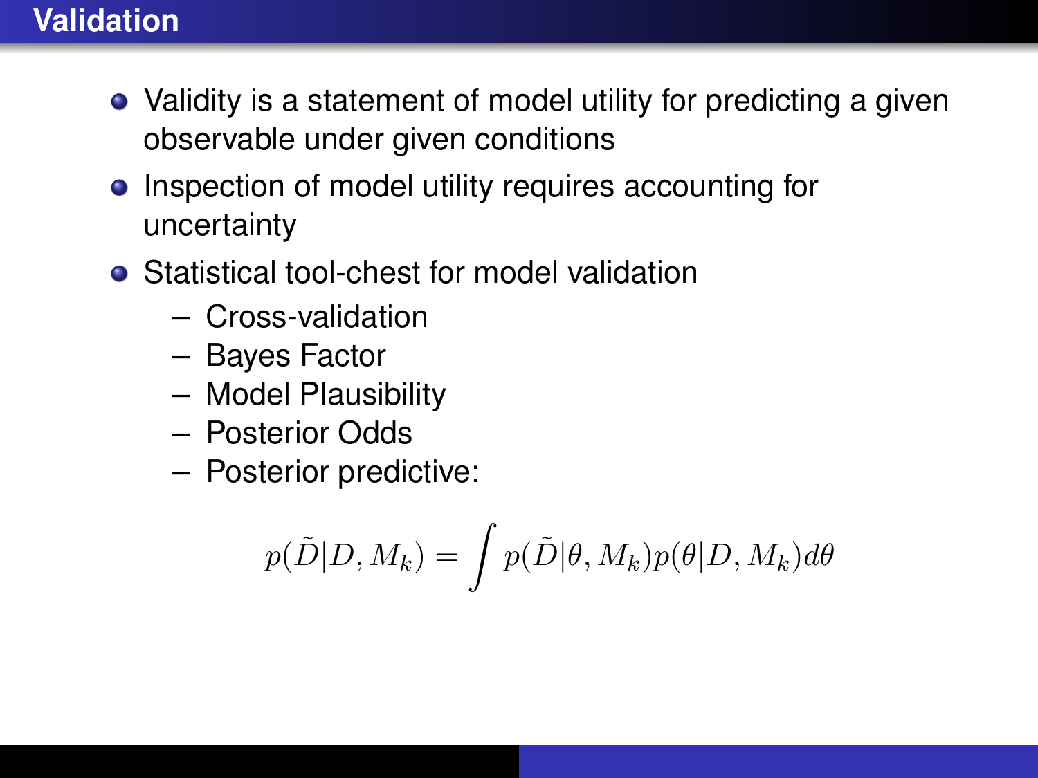# Validation

- Validity is a statement of model utility for predicting a given observable under given conditions
- Inspection of model utility requires accounting for uncertainty
- Statistical tool-chest for model validation
  - Cross-validation
  - Bayes Factor
  - Model Plausibility
  - Posterior Odds
  - Posterior predictive:

$$p(\tilde{D}|D, M_k) = \int p(\tilde{D}|\theta, M_k)p(\theta|D, M_k)d\theta$$